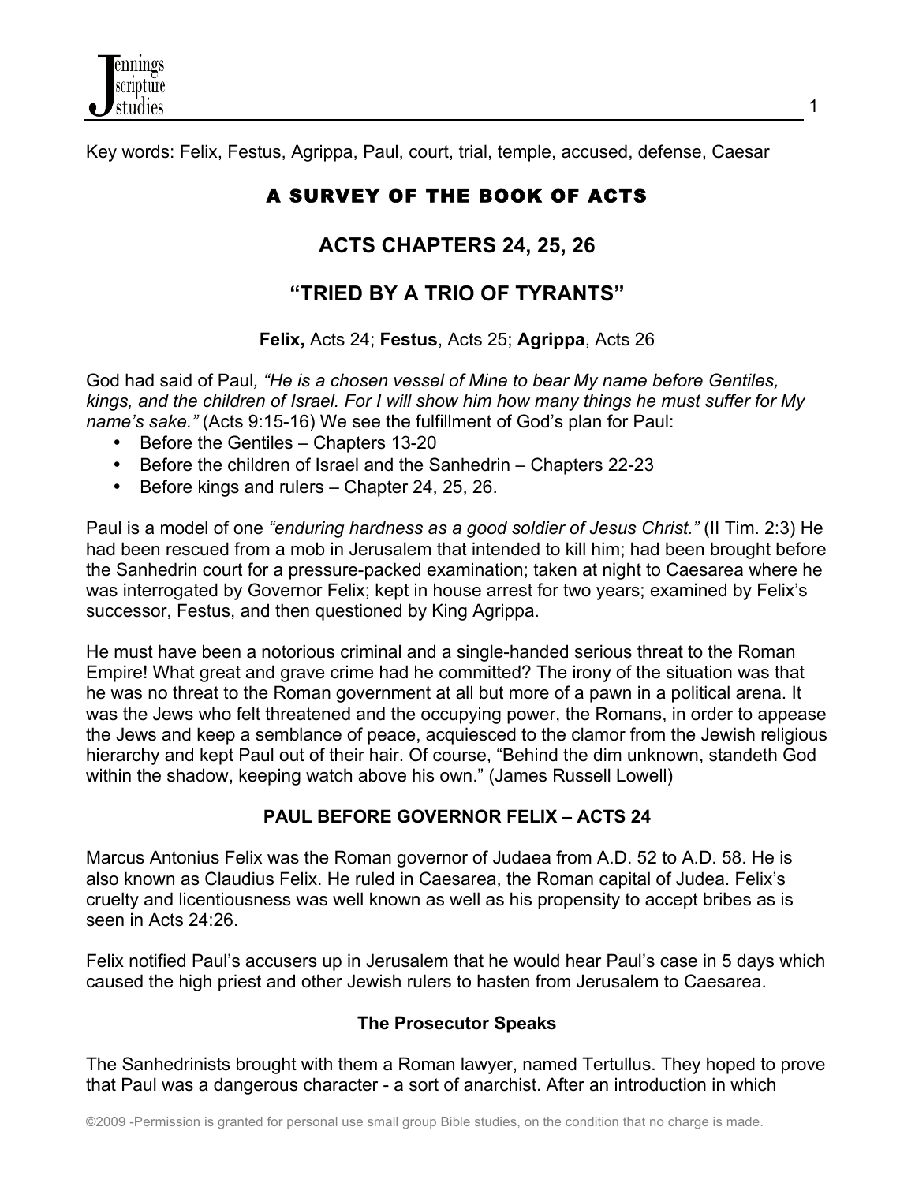Key words: Felix, Festus, Agrippa, Paul, court, trial, temple, accused, defense, Caesar

# A SURVEY OF THE BOOK OF ACTS

## ACTS CHAPTERS 24, 25, 26

## "TRIED BY A TRIO OF TYRANTS"

**Felix,** Acts 24; **Festus**, Acts 25; **Agrippa**, Acts 26

God had said of Paul, *"He is a chosen vessel of Mine to bear My name before Gentiles, kings, and the children of Israel. For I will show him how many things he must suffer for My name's sake."* (Acts 9:15-16) We see the fulfillment of God's plan for Paul:

- Before the Gentiles – Chapters 13-20
- Before the children of Israel and the Sanhedrin – Chapters 22-23
- Before kings and rulers – Chapter 24, 25, 26.

Paul is a model of one *"enduring hardness as a good soldier of Jesus Christ."* (II Tim. 2:3) He had been rescued from a mob in Jerusalem that intended to kill him; had been brought before the Sanhedrin court for a pressure-packed examination; taken at night to Caesarea where he was interrogated by Governor Felix; kept in house arrest for two years; examined by Felix's successor, Festus, and then questioned by King Agrippa.

He must have been a notorious criminal and a single-handed serious threat to the Roman Empire! What great and grave crime had he committed? The irony of the situation was that he was no threat to the Roman government at all but more of a pawn in a political arena. It was the Jews who felt threatened and the occupying power, the Romans, in order to appease the Jews and keep a semblance of peace, acquiesced to the clamor from the Jewish religious hierarchy and kept Paul out of their hair. Of course, "Behind the dim unknown, standeth God within the shadow, keeping watch above his own." (James Russell Lowell)

### PAUL BEFORE GOVERNOR FELIX – ACTS 24

Marcus Antonius Felix was the Roman governor of Judaea from A.D. 52 to A.D. 58. He is also known as Claudius Felix. He ruled in Caesarea, the Roman capital of Judea. Felix's cruelty and licentiousness was well known as well as his propensity to accept bribes as is seen in Acts 24:26.

Felix notified Paul's accusers up in Jerusalem that he would hear Paul's case in 5 days which caused the high priest and other Jewish rulers to hasten from Jerusalem to Caesarea.

#### The Prosecutor Speaks

The Sanhedrinists brought with them a Roman lawyer, named Tertullus. They hoped to prove that Paul was a dangerous character - a sort of anarchist. After an introduction in which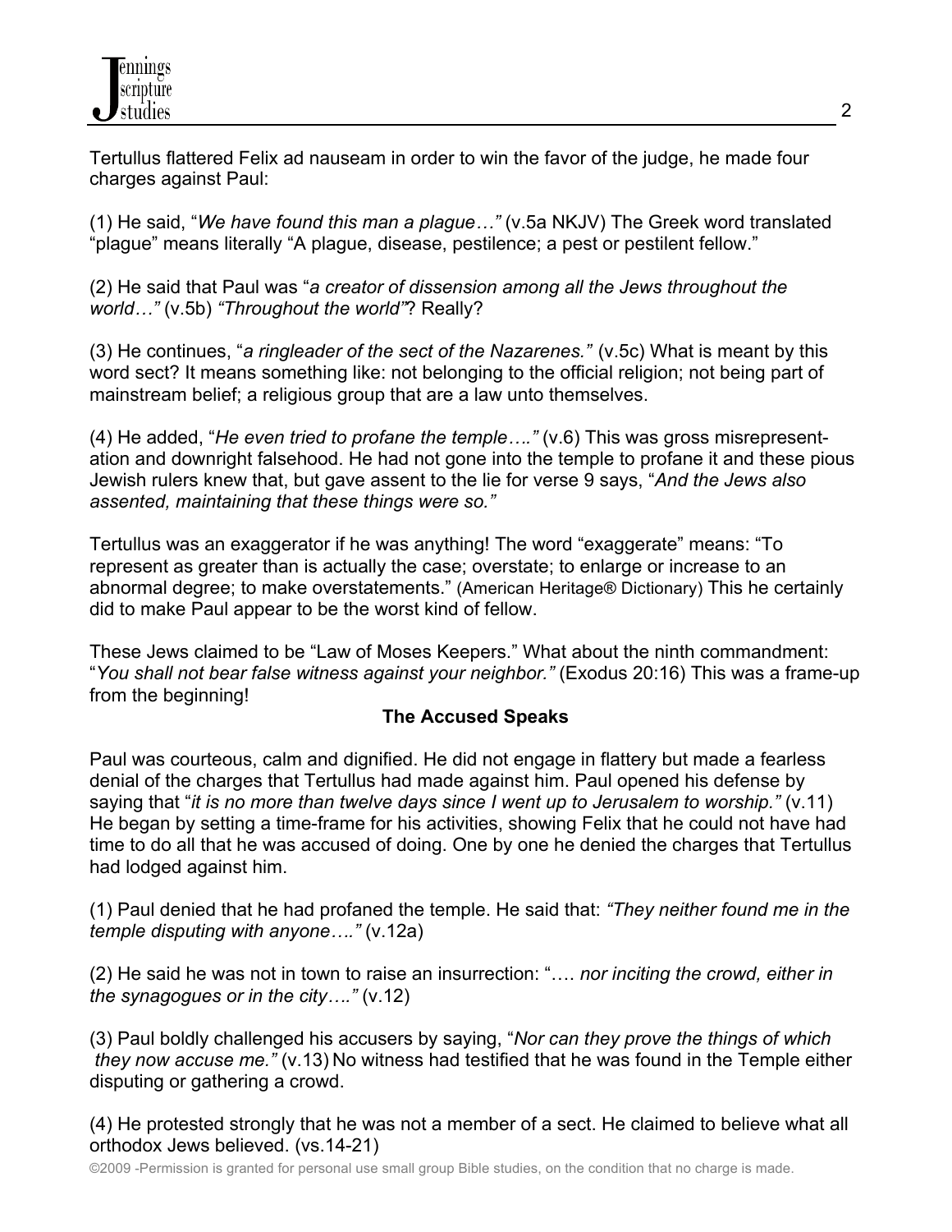Tertullus flattered Felix ad nauseam in order to win the favor of the judge, he made four charges against Paul:

(1) He said, "*We have found this man a plague…*" (v.5a NKJV) The Greek word translated "plague" means literally "A plague, disease, pestilence; a pest or pestilent fellow."

(2) He said that Paul was "*a creator of dissension among all the Jews throughout the world…*" (v.5b) *"Throughout the world"*? Really?

(3) He continues, "*a ringleader of the sect of the Nazarenes.*" (v.5c) What is meant by this word sect? It means something like: not belonging to the official religion; not being part of mainstream belief; a religious group that are a law unto themselves.

(4) He added, "*He even tried to profane the temple….*" (v.6) This was gross misrepresentation and downright falsehood. He had not gone into the temple to profane it and these pious Jewish rulers knew that, but gave assent to the lie for verse 9 says, "*And the Jews also assented, maintaining that these things were so.*"

Tertullus was an exaggerator if he was anything! The word "exaggerate" means: "To represent as greater than is actually the case; overstate; to enlarge or increase to an abnormal degree; to make overstatements." (American Heritage® Dictionary) This he certainly did to make Paul appear to be the worst kind of fellow.

These Jews claimed to be "Law of Moses Keepers." What about the ninth commandment: "*You shall not bear false witness against your neighbor.*" (Exodus 20:16) This was a frame-up from the beginning!

**The Accused Speaks**

Paul was courteous, calm and dignified. He did not engage in flattery but made a fearless denial of the charges that Tertullus had made against him. Paul opened his defense by saying that "*it is no more than twelve days since I went up to Jerusalem to worship.*" (v.11) He began by setting a time-frame for his activities, showing Felix that he could not have had time to do all that he was accused of doing. One by one he denied the charges that Tertullus had lodged against him.

(1) Paul denied that he had profaned the temple. He said that: *"They neither found me in the temple disputing with anyone…."* (v.12a)

(2) He said he was not in town to raise an insurrection: "…. *nor inciting the crowd, either in the synagogues or in the city….*" (v.12)

(3) Paul boldly challenged his accusers by saying, "*Nor can they prove the things of which they now accuse me.*" (v.13) No witness had testified that he was found in the Temple either disputing or gathering a crowd.

(4) He protested strongly that he was not a member of a sect. He claimed to believe what all orthodox Jews believed. (vs.14-21)

©2009 -Permission is granted for personal use small group Bible studies, on the condition that no charge is made.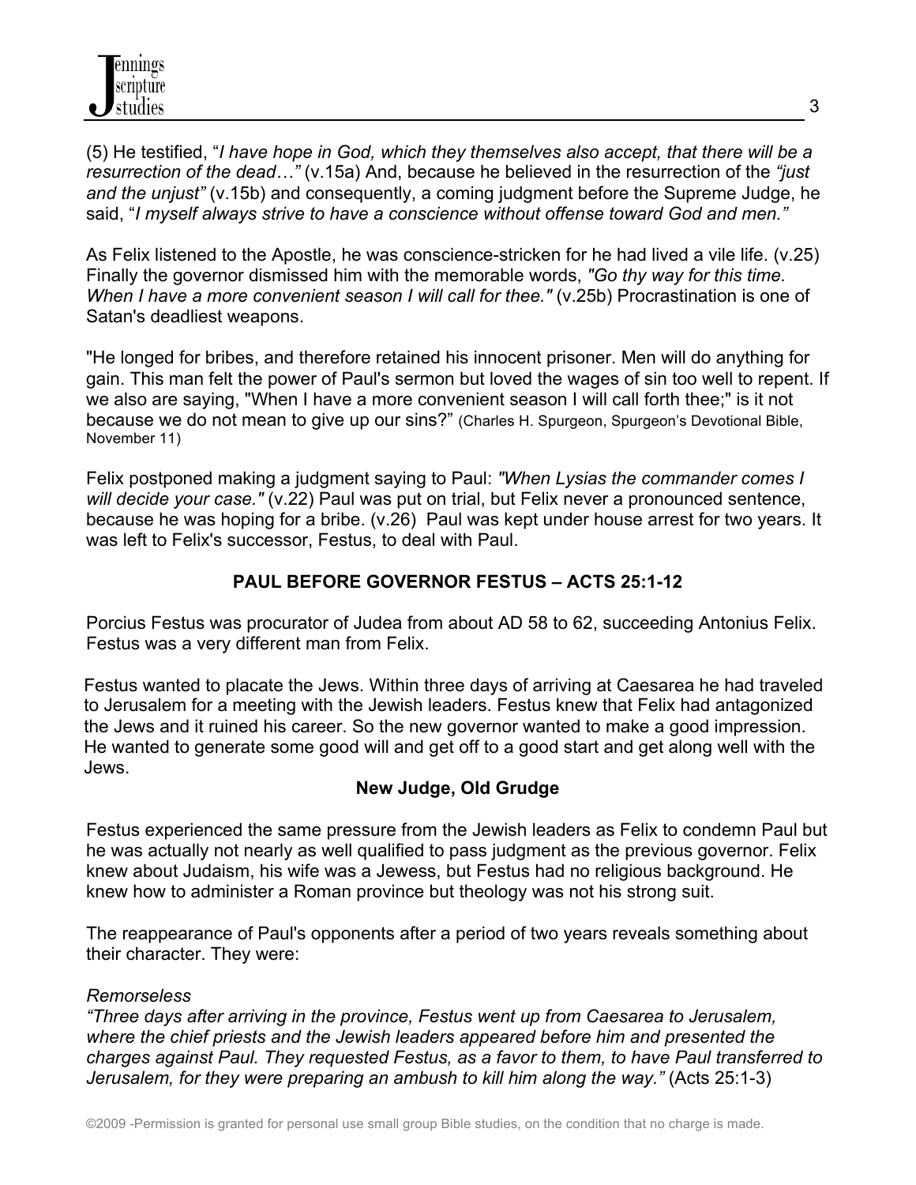(5) He testified, "*I have hope in God, which they themselves also accept, that there will be a resurrection of the dead…"* (v.15a) And, because he believed in the resurrection of the *"just and the unjust"* (v.15b) and consequently, a coming judgment before the Supreme Judge, he said, "*I myself always strive to have a conscience without offense toward God and men."*

As Felix listened to the Apostle, he was conscience-stricken for he had lived a vile life. (v.25) Finally the governor dismissed him with the memorable words, *"Go thy way for this time. When I have a more convenient season I will call for thee."* (v.25b) Procrastination is one of Satan's deadliest weapons.

"He longed for bribes, and therefore retained his innocent prisoner. Men will do anything for gain. This man felt the power of Paul's sermon but loved the wages of sin too well to repent. If we also are saying, "When I have a more convenient season I will call forth thee;" is it not because we do not mean to give up our sins?" (Charles H. Spurgeon, Spurgeon's Devotional Bible, November 11)

Felix postponed making a judgment saying to Paul: *"When Lysias the commander comes I will decide your case."* (v.22) Paul was put on trial, but Felix never a pronounced sentence, because he was hoping for a bribe. (v.26) Paul was kept under house arrest for two years. It was left to Felix's successor, Festus, to deal with Paul.

## PAUL BEFORE GOVERNOR FESTUS – ACTS 25:1-12

Porcius Festus was procurator of Judea from about AD 58 to 62, succeeding Antonius Felix. Festus was a very different man from Felix.

Festus wanted to placate the Jews. Within three days of arriving at Caesarea he had traveled to Jerusalem for a meeting with the Jewish leaders. Festus knew that Felix had antagonized the Jews and it ruined his career. So the new governor wanted to make a good impression. He wanted to generate some good will and get off to a good start and get along well with the Jews.

### New Judge, Old Grudge

Festus experienced the same pressure from the Jewish leaders as Felix to condemn Paul but he was actually not nearly as well qualified to pass judgment as the previous governor. Felix knew about Judaism, his wife was a Jewess, but Festus had no religious background. He knew how to administer a Roman province but theology was not his strong suit.

The reappearance of Paul's opponents after a period of two years reveals something about their character. They were:

*Remorseless*
*"Three days after arriving in the province, Festus went up from Caesarea to Jerusalem, where the chief priests and the Jewish leaders appeared before him and presented the charges against Paul. They requested Festus, as a favor to them, to have Paul transferred to Jerusalem, for they were preparing an ambush to kill him along the way."* (Acts 25:1-3)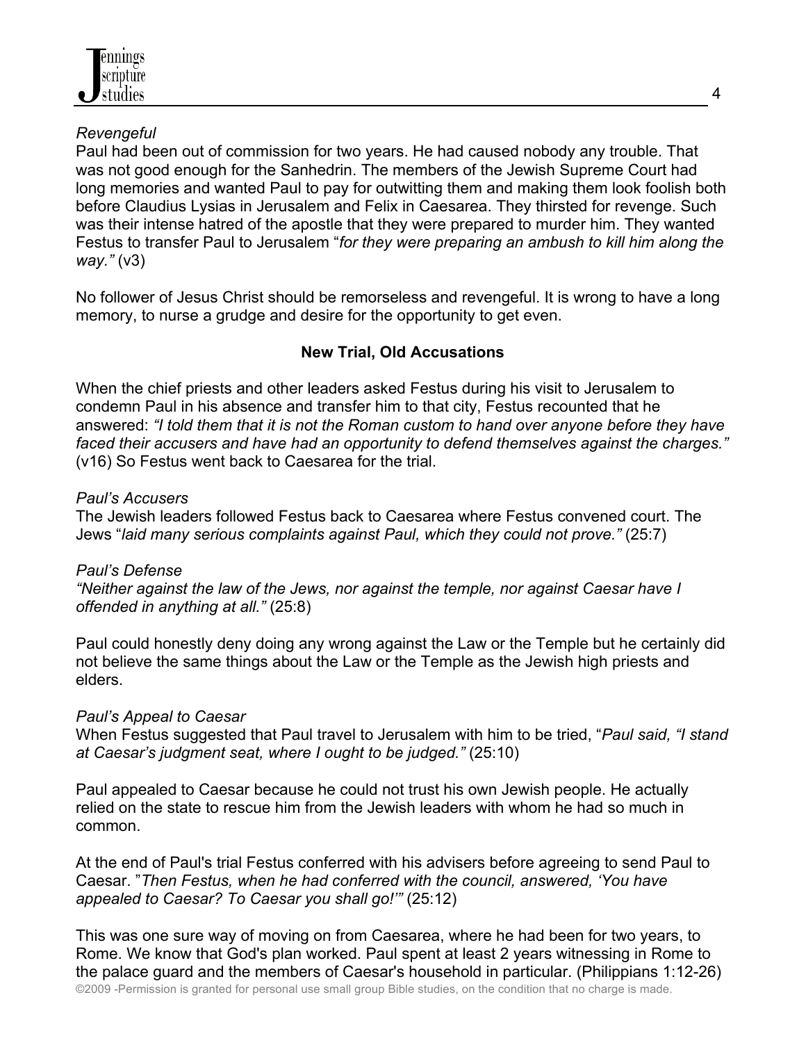*Revengeful*

Paul had been out of commission for two years. He had caused nobody any trouble. That was not good enough for the Sanhedrin. The members of the Jewish Supreme Court had long memories and wanted Paul to pay for outwitting them and making them look foolish both before Claudius Lysias in Jerusalem and Felix in Caesarea. They thirsted for revenge. Such was their intense hatred of the apostle that they were prepared to murder him. They wanted Festus to transfer Paul to Jerusalem "*for they were preparing an ambush to kill him along the way."* (v3)

No follower of Jesus Christ should be remorseless and revengeful. It is wrong to have a long memory, to nurse a grudge and desire for the opportunity to get even.

**New Trial, Old Accusations**

When the chief priests and other leaders asked Festus during his visit to Jerusalem to condemn Paul in his absence and transfer him to that city, Festus recounted that he answered: *"I told them that it is not the Roman custom to hand over anyone before they have faced their accusers and have had an opportunity to defend themselves against the charges."* (v16) So Festus went back to Caesarea for the trial.

*Paul's Accusers*

The Jewish leaders followed Festus back to Caesarea where Festus convened court. The Jews "*laid many serious complaints against Paul, which they could not prove."* (25:7)

*Paul's Defense*

*"Neither against the law of the Jews, nor against the temple, nor against Caesar have I offended in anything at all."* (25:8)

Paul could honestly deny doing any wrong against the Law or the Temple but he certainly did not believe the same things about the Law or the Temple as the Jewish high priests and elders.

*Paul's Appeal to Caesar*

When Festus suggested that Paul travel to Jerusalem with him to be tried, "*Paul said, "I stand at Caesar's judgment seat, where I ought to be judged."* (25:10)

Paul appealed to Caesar because he could not trust his own Jewish people. He actually relied on the state to rescue him from the Jewish leaders with whom he had so much in common.

At the end of Paul's trial Festus conferred with his advisers before agreeing to send Paul to Caesar. "*Then Festus, when he had conferred with the council, answered, 'You have appealed to Caesar? To Caesar you shall go!'"* (25:12)

This was one sure way of moving on from Caesarea, where he had been for two years, to Rome. We know that God's plan worked. Paul spent at least 2 years witnessing in Rome to the palace guard and the members of Caesar's household in particular. (Philippians 1:12-26)

©2009 -Permission is granted for personal use small group Bible studies, on the condition that no charge is made.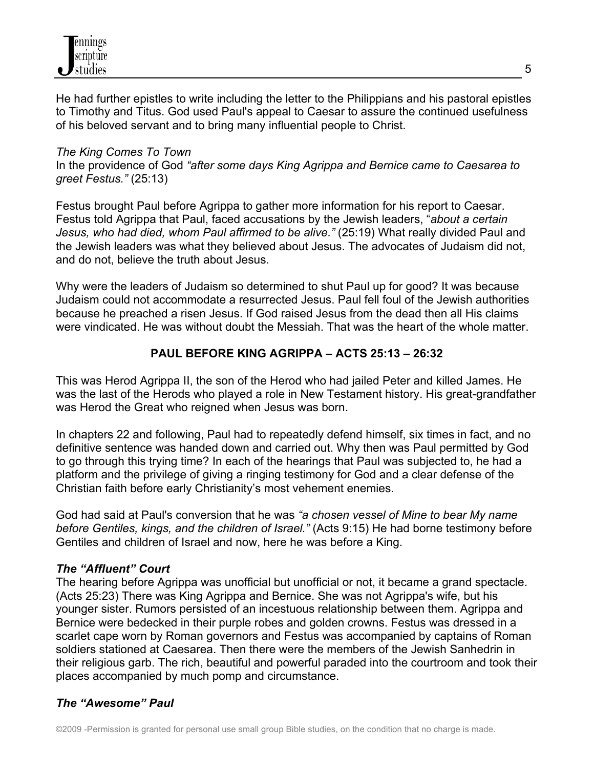He had further epistles to write including the letter to the Philippians and his pastoral epistles to Timothy and Titus. God used Paul's appeal to Caesar to assure the continued usefulness of his beloved servant and to bring many influential people to Christ.

*The King Comes To Town*
In the providence of God *"after some days King Agrippa and Bernice came to Caesarea to greet Festus."* (25:13)

Festus brought Paul before Agrippa to gather more information for his report to Caesar. Festus told Agrippa that Paul, faced accusations by the Jewish leaders, "*about a certain Jesus, who had died, whom Paul affirmed to be alive."* (25:19) What really divided Paul and the Jewish leaders was what they believed about Jesus. The advocates of Judaism did not, and do not, believe the truth about Jesus.

Why were the leaders of Judaism so determined to shut Paul up for good? It was because Judaism could not accommodate a resurrected Jesus. Paul fell foul of the Jewish authorities because he preached a risen Jesus. If God raised Jesus from the dead then all His claims were vindicated. He was without doubt the Messiah. That was the heart of the whole matter.

## PAUL BEFORE KING AGRIPPA – ACTS 25:13 – 26:32

This was Herod Agrippa II, the son of the Herod who had jailed Peter and killed James. He was the last of the Herods who played a role in New Testament history. His great-grandfather was Herod the Great who reigned when Jesus was born.

In chapters 22 and following, Paul had to repeatedly defend himself, six times in fact, and no definitive sentence was handed down and carried out. Why then was Paul permitted by God to go through this trying time? In each of the hearings that Paul was subjected to, he had a platform and the privilege of giving a ringing testimony for God and a clear defense of the Christian faith before early Christianity's most vehement enemies.

God had said at Paul's conversion that he was *"a chosen vessel of Mine to bear My name before Gentiles, kings, and the children of Israel."* (Acts 9:15) He had borne testimony before Gentiles and children of Israel and now, here he was before a King.

***The "Affluent" Court***
The hearing before Agrippa was unofficial but unofficial or not, it became a grand spectacle. (Acts 25:23) There was King Agrippa and Bernice. She was not Agrippa's wife, but his younger sister. Rumors persisted of an incestuous relationship between them. Agrippa and Bernice were bedecked in their purple robes and golden crowns. Festus was dressed in a scarlet cape worn by Roman governors and Festus was accompanied by captains of Roman soldiers stationed at Caesarea. Then there were the members of the Jewish Sanhedrin in their religious garb. The rich, beautiful and powerful paraded into the courtroom and took their places accompanied by much pomp and circumstance.

***The "Awesome" Paul***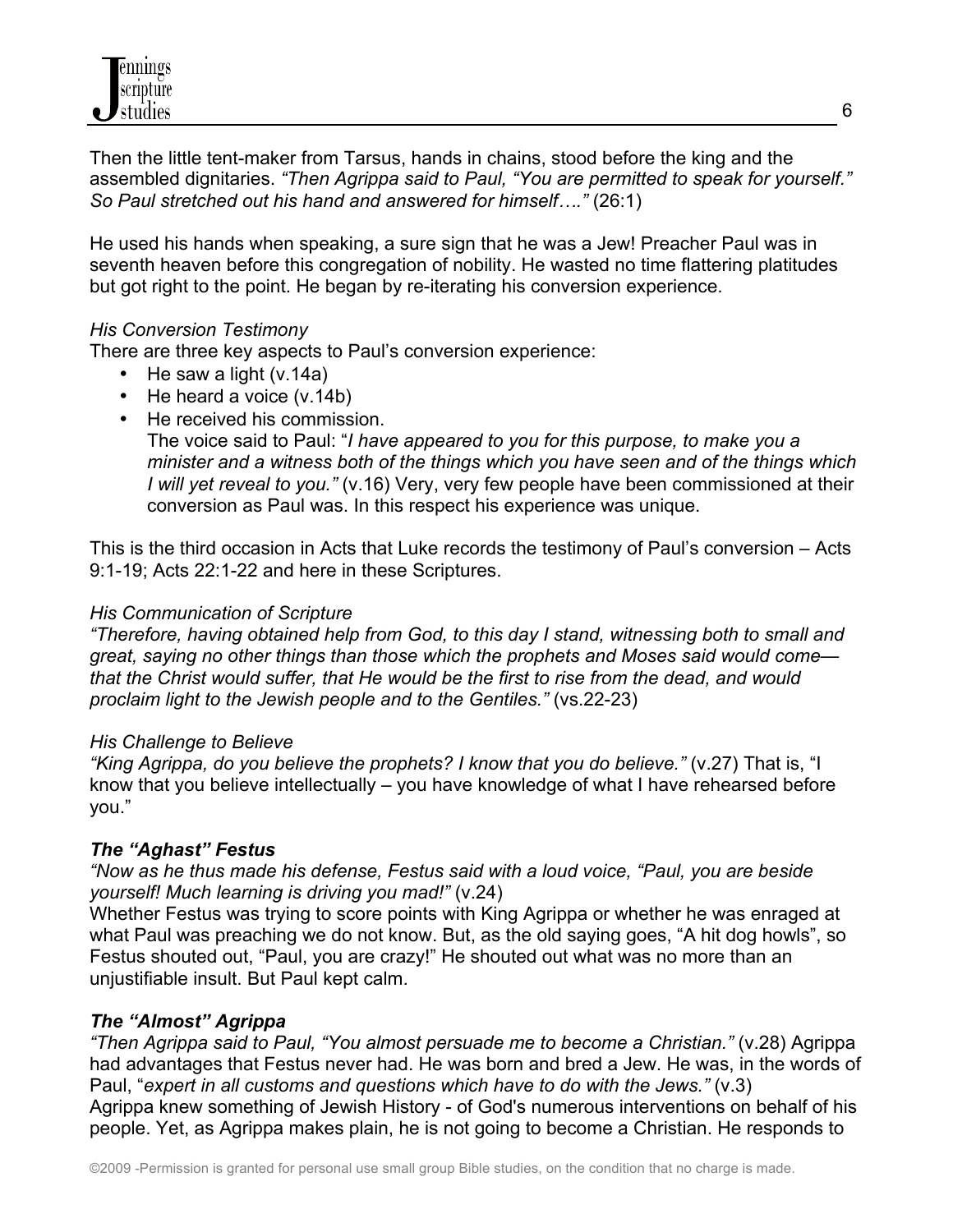Then the little tent-maker from Tarsus, hands in chains, stood before the king and the assembled dignitaries. *"Then Agrippa said to Paul, "You are permitted to speak for yourself." So Paul stretched out his hand and answered for himself…."* (26:1)

He used his hands when speaking, a sure sign that he was a Jew! Preacher Paul was in seventh heaven before this congregation of nobility. He wasted no time flattering platitudes but got right to the point. He began by re-iterating his conversion experience.

*His Conversion Testimony*

There are three key aspects to Paul's conversion experience:

- He saw a light (v.14a)
- He heard a voice (v.14b)
- He received his commission.
  The voice said to Paul: "*I have appeared to you for this purpose, to make you a minister and a witness both of the things which you have seen and of the things which I will yet reveal to you."* (v.16) Very, very few people have been commissioned at their conversion as Paul was. In this respect his experience was unique.

This is the third occasion in Acts that Luke records the testimony of Paul's conversion – Acts 9:1-19; Acts 22:1-22 and here in these Scriptures.

*His Communication of Scripture*

*"Therefore, having obtained help from God, to this day I stand, witnessing both to small and great, saying no other things than those which the prophets and Moses said would come— that the Christ would suffer, that He would be the first to rise from the dead, and would proclaim light to the Jewish people and to the Gentiles."* (vs.22-23)

*His Challenge to Believe*

*"King Agrippa, do you believe the prophets? I know that you do believe."* (v.27) That is, "I know that you believe intellectually – you have knowledge of what I have rehearsed before you."

***The "Aghast" Festus***

*"Now as he thus made his defense, Festus said with a loud voice, "Paul, you are beside yourself! Much learning is driving you mad!"* (v.24)

Whether Festus was trying to score points with King Agrippa or whether he was enraged at what Paul was preaching we do not know. But, as the old saying goes, "A hit dog howls", so Festus shouted out, "Paul, you are crazy!" He shouted out what was no more than an unjustifiable insult. But Paul kept calm.

***The "Almost" Agrippa***

*"Then Agrippa said to Paul, "You almost persuade me to become a Christian."* (v.28) Agrippa had advantages that Festus never had. He was born and bred a Jew. He was, in the words of Paul, "*expert in all customs and questions which have to do with the Jews."* (v.3)

Agrippa knew something of Jewish History - of God's numerous interventions on behalf of his people. Yet, as Agrippa makes plain, he is not going to become a Christian. He responds to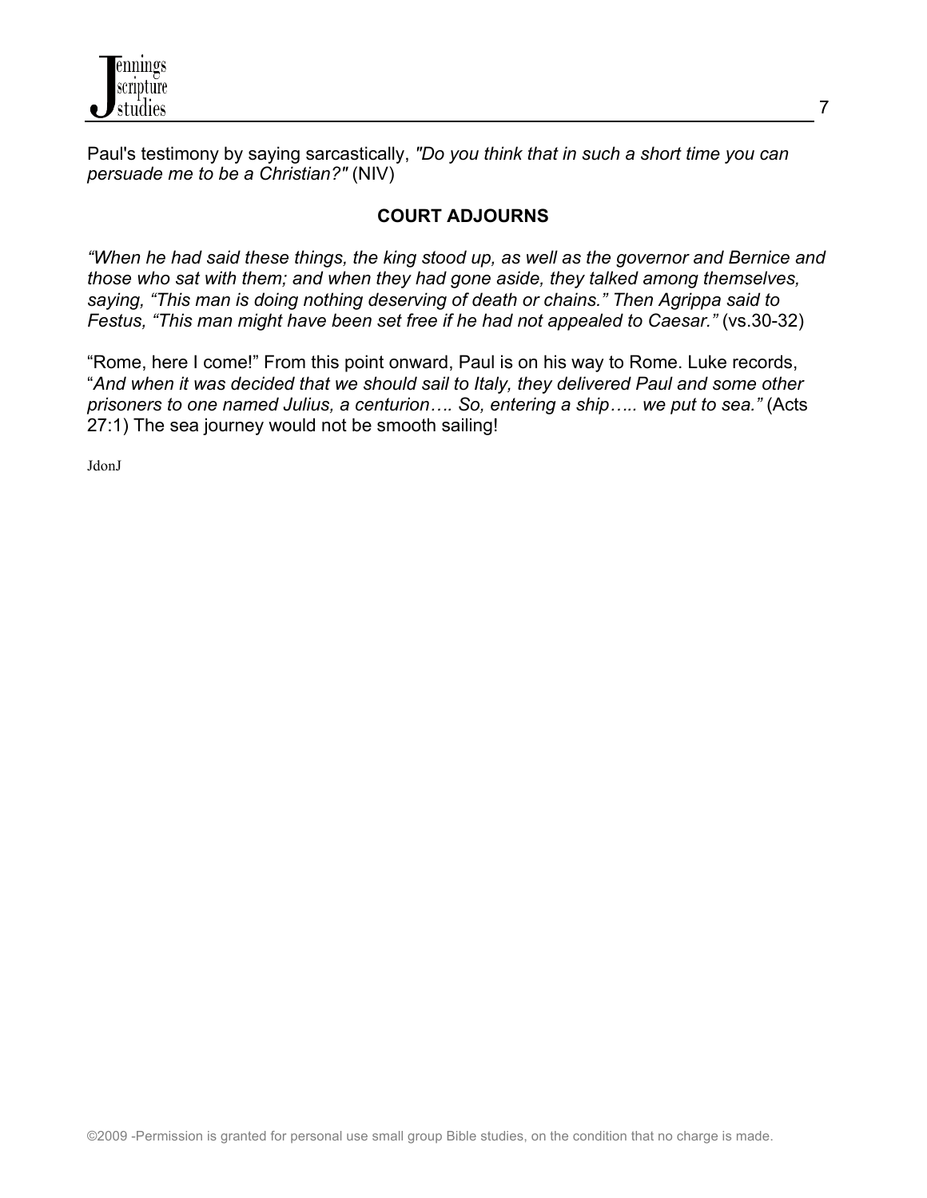Paul's testimony by saying sarcastically, *"Do you think that in such a short time you can persuade me to be a Christian?"* (NIV)

### COURT ADJOURNS

*"When he had said these things, the king stood up, as well as the governor and Bernice and those who sat with them; and when they had gone aside, they talked among themselves, saying, "This man is doing nothing deserving of death or chains." Then Agrippa said to Festus, "This man might have been set free if he had not appealed to Caesar."* (vs.30-32)

"Rome, here I come!" From this point onward, Paul is on his way to Rome. Luke records, "*And when it was decided that we should sail to Italy, they delivered Paul and some other prisoners to one named Julius, a centurion…. So, entering a ship….. we put to sea."* (Acts 27:1) The sea journey would not be smooth sailing!

JdonJ

©2009 -Permission is granted for personal use small group Bible studies, on the condition that no charge is made.